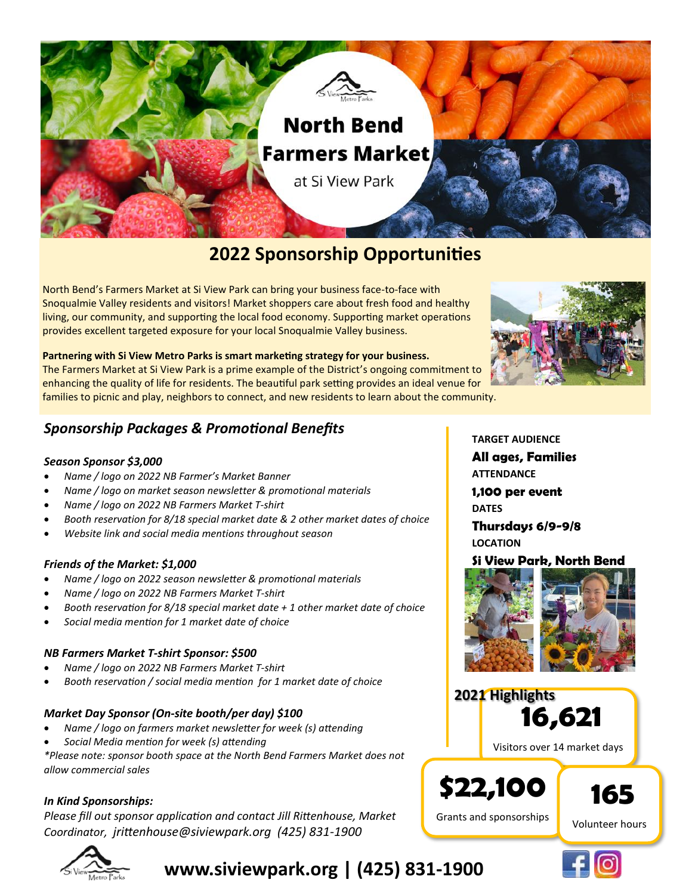# North Bend Farmers Market

at Si View Park

## 2022 Sponsorship Opportunities

North Bend's Farmers Market at Si View Park can bring your business face-to-face with Snoqualmie Valley residents and visitors! Market shoppers care about fresh food and healthy living, our community, and supporting the local food economy. Supporting market operations provides excellent targeted exposure for your local Snoqualmie Valley business.

**Partnering with Si View Metro Parks is smart marketing strategy for your business.**
The Farmers Market at Si View Park is a prime example of the District's ongoing commitment to enhancing the quality of life for residents. The beautiful park setting provides an ideal venue for families to picnic and play, neighbors to connect, and new residents to learn about the community.

### *Sponsorship Packages & Promotional Benefits*

***Season Sponsor $3,000***

- *Name / logo on 2022 NB Farmer's Market Banner*
- *Name / logo on market season newsletter & promotional materials*
- *Name / logo on 2022 NB Farmers Market T-shirt*
- *Booth reservation for 8/18 special market date & 2 other market dates of choice*
- *Website link and social media mentions throughout season*

***Friends of the Market: $1,000***

- *Name / logo on 2022 season newsletter & promotional materials*
- *Name / logo on 2022 NB Farmers Market T-shirt*
- *Booth reservation for 8/18 special market date + 1 other market date of choice*
- *Social media mention for 1 market date of choice*

***NB Farmers Market T-shirt Sponsor: $500***

- *Name / logo on 2022 NB Farmers Market T-shirt*
- *Booth reservation / social media mention for 1 market date of choice*

***Market Day Sponsor (On-site booth/per day) $100***

- *Name / logo on farmers market newsletter for week (s) attending*
- *Social Media mention for week (s) attending*

*\*Please note: sponsor booth space at the North Bend Farmers Market does not allow commercial sales*

***In Kind Sponsorships:***

*Please fill out sponsor application and contact Jill Rittenhouse, Market Coordinator, jrittenhouse@siviewpark.org (425) 831-1900*

**TARGET AUDIENCE**
**All ages, Families**

**ATTENDANCE**
**1,100 per event**

**DATES**
**Thursdays 6/9-9/8**

**LOCATION**
**Si View Park, North Bend**

**2021 Highlights**

**16,621**
Visitors over 14 market days

**$22,100**
Grants and sponsorships

**165**
Volunteer hours

**www.siviewpark.org | (425) 831-1900**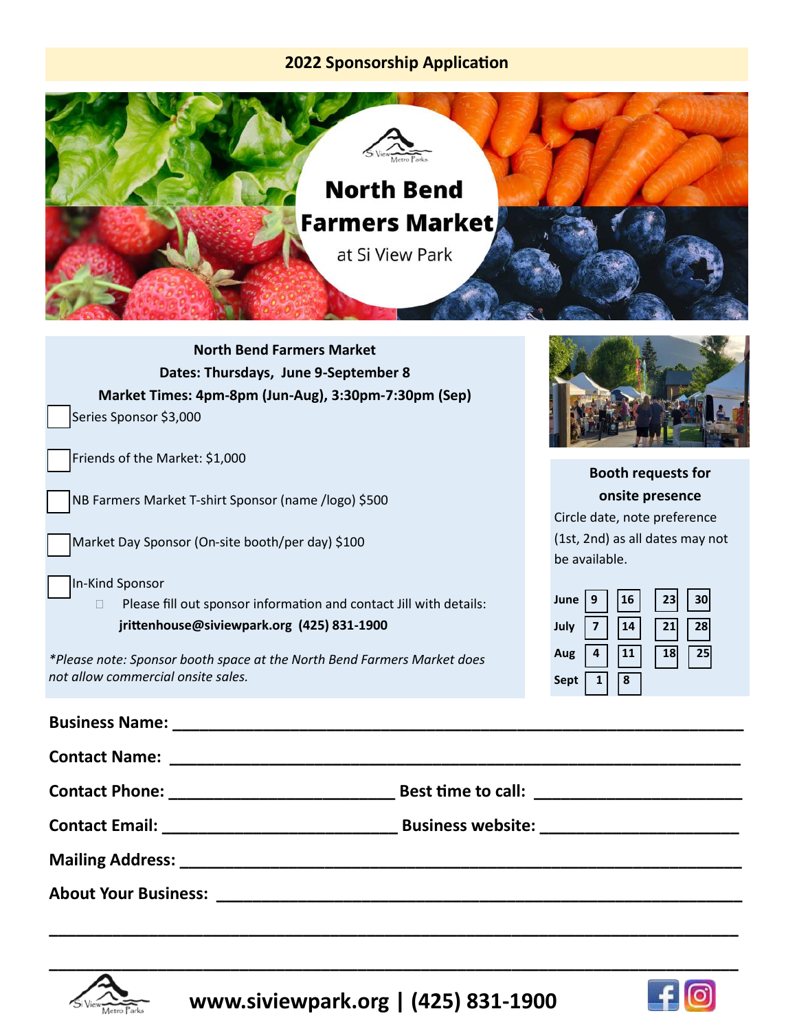**2022 Sponsorship Application**

# North Bend Farmers Market

at Si View Park

**North Bend Farmers Market**

**Dates: Thursdays, June 9-September 8**

**Market Times: 4pm-8pm (Jun-Aug), 3:30pm-7:30pm (Sep)**

- [ ] Series Sponsor $3,000
- [ ] Friends of the Market: $1,000
- [ ] NB Farmers Market T-shirt Sponsor (name /logo) $500
- [ ] Market Day Sponsor (On-site booth/per day) $100
- [ ] In-Kind Sponsor
  - Please fill out sponsor information and contact Jill with details: **jrittenhouse@siviewpark.org (425) 831-1900**

*\*Please note: Sponsor booth space at the North Bend Farmers Market does not allow commercial onsite sales.*

**Booth requests for onsite presence**

Circle date, note preference (1st, 2nd) as all dates may not be available.

| | | | | |
|---|---|---|---|---|
| June | 9 | 16 | 23 | 30 |
| July | 7 | 14 | 21 | 28 |
| Aug | 4 | 11 | 18 | 25 |
| Sept | 1 | 8 | | |

**Business Name:** ______________________________________________

**Contact Name:** ______________________________________________

**Contact Phone:** ______________________ **Best time to call:** ______________________

**Contact Email:** ______________________ **Business website:** ______________________

**Mailing Address:** ______________________________________________

**About Your Business:** ______________________________________________

______________________________________________

______________________________________________

**www.siviewpark.org | (425) 831-1900**